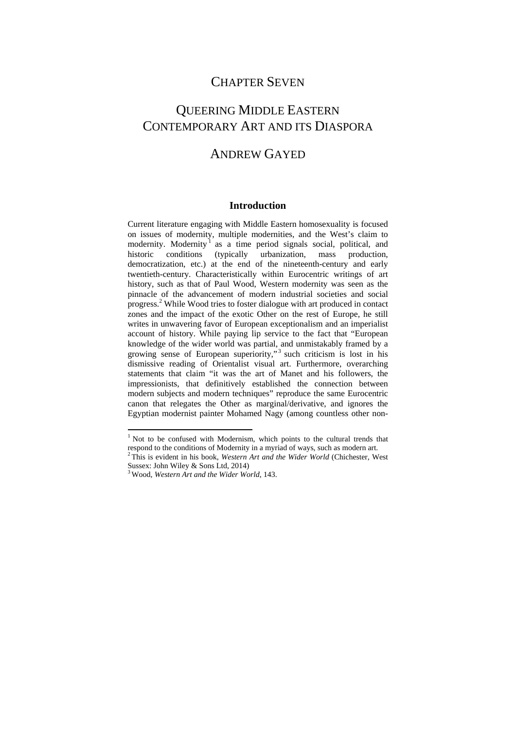# CHAPTER SEVEN

# QUEERING MIDDLE EASTERN CONTEMPORARY ART AND ITS DIASPORA

## ANDREW GAYED

### Introduction

Current literature engaging with Middle Eastern homosexuality is focused on issues of modernity, multiple modernities, and the West's claim to modernity. Modernity[1] as a time period signals social, political, and historic conditions (typically urbanization, mass production, democratization, etc.) at the end of the nineteenth-century and early twentieth-century. Characteristically within Eurocentric writings of art history, such as that of Paul Wood, Western modernity was seen as the pinnacle of the advancement of modern industrial societies and social progress.[2] While Wood tries to foster dialogue with art produced in contact zones and the impact of the exotic Other on the rest of Europe, he still writes in unwavering favor of European exceptionalism and an imperialist account of history. While paying lip service to the fact that "European knowledge of the wider world was partial, and unmistakably framed by a growing sense of European superiority,"[3] such criticism is lost in his dismissive reading of Orientalist visual art. Furthermore, overarching statements that claim "it was the art of Manet and his followers, the impressionists, that definitively established the connection between modern subjects and modern techniques" reproduce the same Eurocentric canon that relegates the Other as marginal/derivative, and ignores the Egyptian modernist painter Mohamed Nagy (among countless other non-

---

[1] Not to be confused with Modernism, which points to the cultural trends that respond to the conditions of Modernity in a myriad of ways, such as modern art.

[2] This is evident in his book, *Western Art and the Wider World* (Chichester, West Sussex: John Wiley & Sons Ltd, 2014)

[3] Wood, *Western Art and the Wider World*, 143.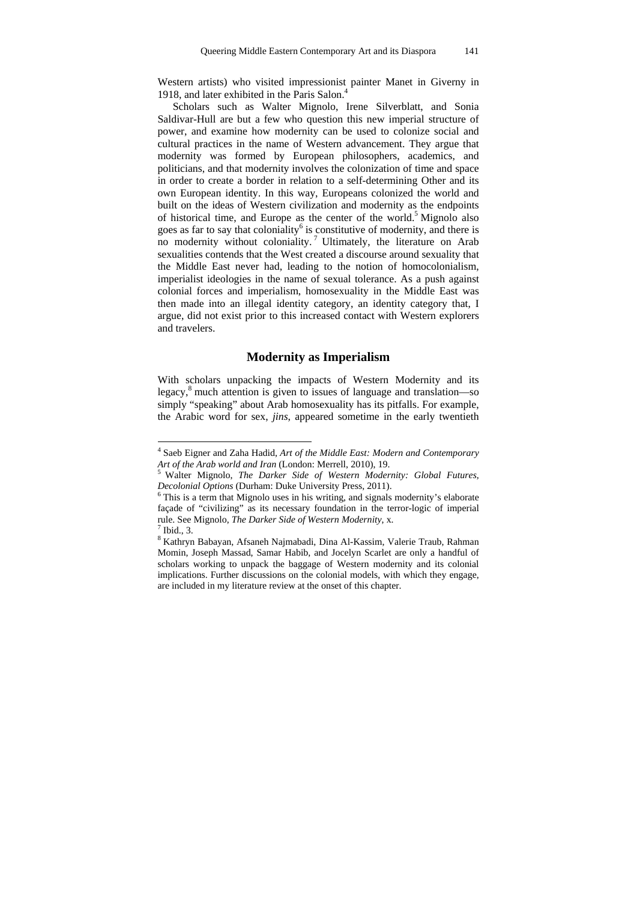Western artists) who visited impressionist painter Manet in Giverny in 1918, and later exhibited in the Paris Salon.[4]

Scholars such as Walter Mignolo, Irene Silverblatt, and Sonia Saldivar-Hull are but a few who question this new imperial structure of power, and examine how modernity can be used to colonize social and cultural practices in the name of Western advancement. They argue that modernity was formed by European philosophers, academics, and politicians, and that modernity involves the colonization of time and space in order to create a border in relation to a self-determining Other and its own European identity. In this way, Europeans colonized the world and built on the ideas of Western civilization and modernity as the endpoints of historical time, and Europe as the center of the world.[5] Mignolo also goes as far to say that coloniality[6] is constitutive of modernity, and there is no modernity without coloniality.[7] Ultimately, the literature on Arab sexualities contends that the West created a discourse around sexuality that the Middle East never had, leading to the notion of homocolonialism, imperialist ideologies in the name of sexual tolerance. As a push against colonial forces and imperialism, homosexuality in the Middle East was then made into an illegal identity category, an identity category that, I argue, did not exist prior to this increased contact with Western explorers and travelers.

## Modernity as Imperialism

With scholars unpacking the impacts of Western Modernity and its legacy,[8] much attention is given to issues of language and translation—so simply "speaking" about Arab homosexuality has its pitfalls. For example, the Arabic word for sex, *jins*, appeared sometime in the early twentieth

---

[4] Saeb Eigner and Zaha Hadid, *Art of the Middle East: Modern and Contemporary Art of the Arab world and Iran* (London: Merrell, 2010), 19.

[5] Walter Mignolo, *The Darker Side of Western Modernity: Global Futures, Decolonial Options* (Durham: Duke University Press, 2011).

[6] This is a term that Mignolo uses in his writing, and signals modernity's elaborate façade of "civilizing" as its necessary foundation in the terror-logic of imperial rule. See Mignolo, *The Darker Side of Western Modernity*, x.

[7] Ibid., 3.

[8] Kathryn Babayan, Afsaneh Najmabadi, Dina Al-Kassim, Valerie Traub, Rahman Momin, Joseph Massad, Samar Habib, and Jocelyn Scarlet are only a handful of scholars working to unpack the baggage of Western modernity and its colonial implications. Further discussions on the colonial models, with which they engage, are included in my literature review at the onset of this chapter.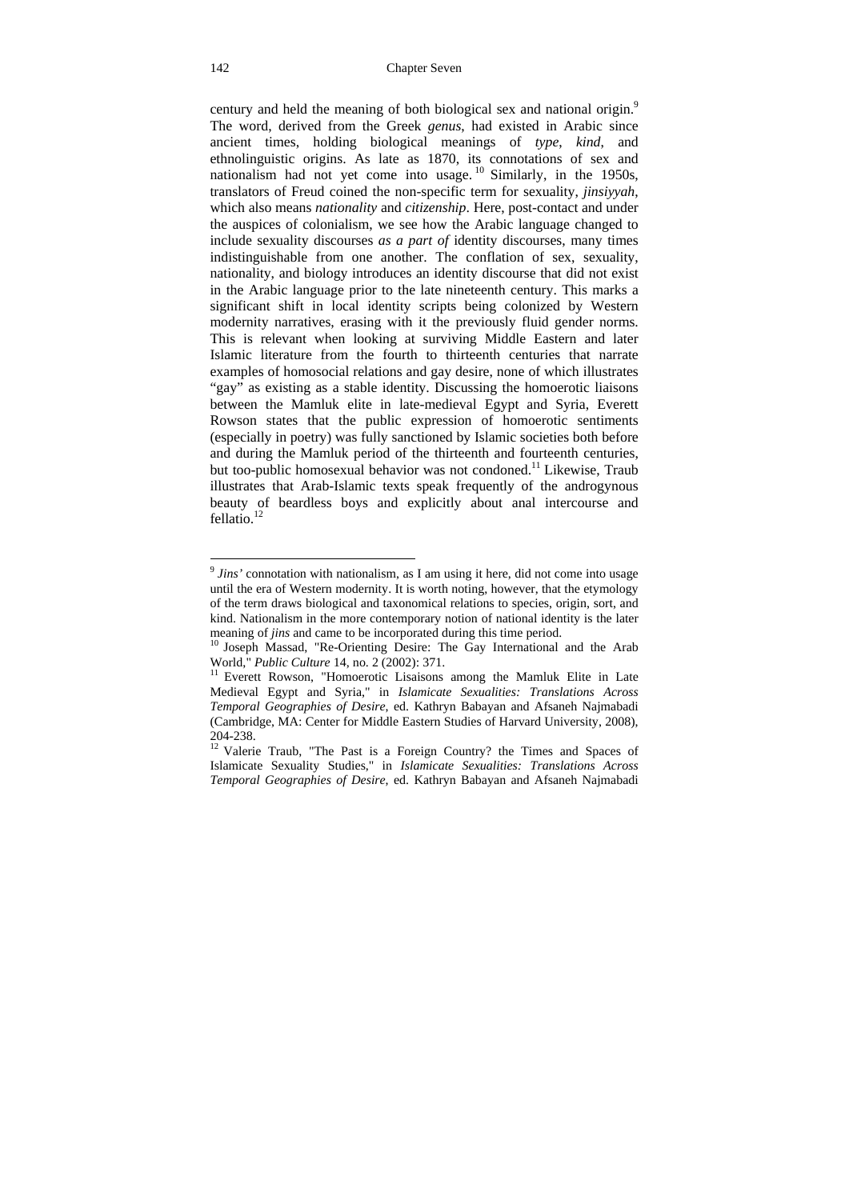century and held the meaning of both biological sex and national origin.[9] The word, derived from the Greek *genus*, had existed in Arabic since ancient times, holding biological meanings of *type*, *kind*, and ethnolinguistic origins. As late as 1870, its connotations of sex and nationalism had not yet come into usage.[10] Similarly, in the 1950s, translators of Freud coined the non-specific term for sexuality, *jinsiyyah*, which also means *nationality* and *citizenship*. Here, post-contact and under the auspices of colonialism, we see how the Arabic language changed to include sexuality discourses *as a part of* identity discourses, many times indistinguishable from one another. The conflation of sex, sexuality, nationality, and biology introduces an identity discourse that did not exist in the Arabic language prior to the late nineteenth century. This marks a significant shift in local identity scripts being colonized by Western modernity narratives, erasing with it the previously fluid gender norms. This is relevant when looking at surviving Middle Eastern and later Islamic literature from the fourth to thirteenth centuries that narrate examples of homosocial relations and gay desire, none of which illustrates "gay" as existing as a stable identity. Discussing the homoerotic liaisons between the Mamluk elite in late-medieval Egypt and Syria, Everett Rowson states that the public expression of homoerotic sentiments (especially in poetry) was fully sanctioned by Islamic societies both before and during the Mamluk period of the thirteenth and fourteenth centuries, but too-public homosexual behavior was not condoned.[11] Likewise, Traub illustrates that Arab-Islamic texts speak frequently of the androgynous beauty of beardless boys and explicitly about anal intercourse and fellatio.[12]

---

[9] *Jins'* connotation with nationalism, as I am using it here, did not come into usage until the era of Western modernity. It is worth noting, however, that the etymology of the term draws biological and taxonomical relations to species, origin, sort, and kind. Nationalism in the more contemporary notion of national identity is the later meaning of *jins* and came to be incorporated during this time period.

[10] Joseph Massad, "Re-Orienting Desire: The Gay International and the Arab World," *Public Culture* 14, no. 2 (2002): 371.

[11] Everett Rowson, "Homoerotic Lisaisons among the Mamluk Elite in Late Medieval Egypt and Syria," in *Islamicate Sexualities: Translations Across Temporal Geographies of Desire*, ed. Kathryn Babayan and Afsaneh Najmabadi (Cambridge, MA: Center for Middle Eastern Studies of Harvard University, 2008), 204-238.

[12] Valerie Traub, "The Past is a Foreign Country? the Times and Spaces of Islamicate Sexuality Studies," in *Islamicate Sexualities: Translations Across Temporal Geographies of Desire*, ed. Kathryn Babayan and Afsaneh Najmabadi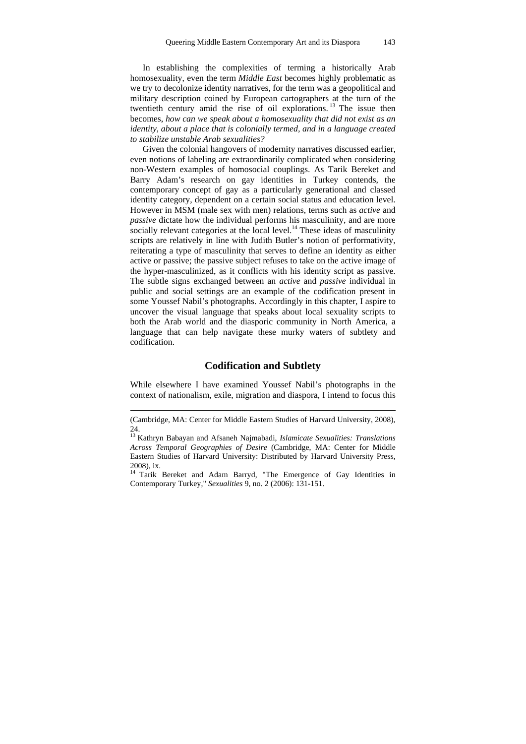In establishing the complexities of terming a historically Arab homosexuality, even the term *Middle East* becomes highly problematic as we try to decolonize identity narratives, for the term was a geopolitical and military description coined by European cartographers at the turn of the twentieth century amid the rise of oil explorations.[13] The issue then becomes, *how can we speak about a homosexuality that did not exist as an identity, about a place that is colonially termed, and in a language created to stabilize unstable Arab sexualities?*

Given the colonial hangovers of modernity narratives discussed earlier, even notions of labeling are extraordinarily complicated when considering non-Western examples of homosocial couplings. As Tarik Bereket and Barry Adam's research on gay identities in Turkey contends, the contemporary concept of gay as a particularly generational and classed identity category, dependent on a certain social status and education level. However in MSM (male sex with men) relations, terms such as *active* and *passive* dictate how the individual performs his masculinity, and are more socially relevant categories at the local level.[14] These ideas of masculinity scripts are relatively in line with Judith Butler's notion of performativity, reiterating a type of masculinity that serves to define an identity as either active or passive; the passive subject refuses to take on the active image of the hyper-masculinized, as it conflicts with his identity script as passive. The subtle signs exchanged between an *active* and *passive* individual in public and social settings are an example of the codification present in some Youssef Nabil's photographs. Accordingly in this chapter, I aspire to uncover the visual language that speaks about local sexuality scripts to both the Arab world and the diasporic community in North America, a language that can help navigate these murky waters of subtlety and codification.

## Codification and Subtlety

While elsewhere I have examined Youssef Nabil's photographs in the context of nationalism, exile, migration and diaspora, I intend to focus this

---

(Cambridge, MA: Center for Middle Eastern Studies of Harvard University, 2008), 24.

[13] Kathryn Babayan and Afsaneh Najmabadi, *Islamicate Sexualities: Translations Across Temporal Geographies of Desire* (Cambridge, MA: Center for Middle Eastern Studies of Harvard University: Distributed by Harvard University Press, 2008), ix.

[14] Tarik Bereket and Adam Barryd, "The Emergence of Gay Identities in Contemporary Turkey," *Sexualities* 9, no. 2 (2006): 131-151.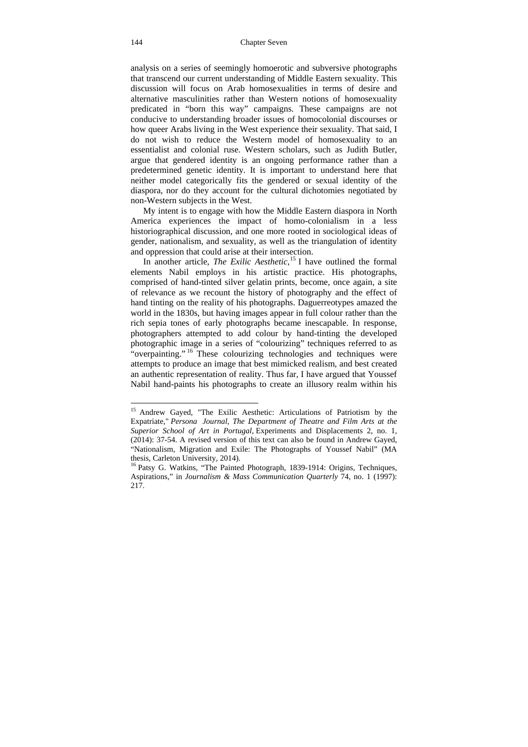analysis on a series of seemingly homoerotic and subversive photographs that transcend our current understanding of Middle Eastern sexuality. This discussion will focus on Arab homosexualities in terms of desire and alternative masculinities rather than Western notions of homosexuality predicated in "born this way" campaigns. These campaigns are not conducive to understanding broader issues of homocolonial discourses or how queer Arabs living in the West experience their sexuality. That said, I do not wish to reduce the Western model of homosexuality to an essentialist and colonial ruse. Western scholars, such as Judith Butler, argue that gendered identity is an ongoing performance rather than a predetermined genetic identity. It is important to understand here that neither model categorically fits the gendered or sexual identity of the diaspora, nor do they account for the cultural dichotomies negotiated by non-Western subjects in the West.

My intent is to engage with how the Middle Eastern diaspora in North America experiences the impact of homo-colonialism in a less historiographical discussion, and one more rooted in sociological ideas of gender, nationalism, and sexuality, as well as the triangulation of identity and oppression that could arise at their intersection.

In another article, *The Exilic Aesthetic*,[15] I have outlined the formal elements Nabil employs in his artistic practice. His photographs, comprised of hand-tinted silver gelatin prints, become, once again, a site of relevance as we recount the history of photography and the effect of hand tinting on the reality of his photographs. Daguerreotypes amazed the world in the 1830s, but having images appear in full colour rather than the rich sepia tones of early photographs became inescapable. In response, photographers attempted to add colour by hand-tinting the developed photographic image in a series of "colourizing" techniques referred to as "overpainting."[16] These colourizing technologies and techniques were attempts to produce an image that best mimicked realism, and best created an authentic representation of reality. Thus far, I have argued that Youssef Nabil hand-paints his photographs to create an illusory realm within his

---

[15] Andrew Gayed, "The Exilic Aesthetic: Articulations of Patriotism by the Expatriate," *Persona Journal, The Department of Theatre and Film Arts at the Superior School of Art in Portugal,* Experiments and Displacements 2, no. 1, (2014): 37-54. A revised version of this text can also be found in Andrew Gayed, "Nationalism, Migration and Exile: The Photographs of Youssef Nabil" (MA thesis, Carleton University, 2014).

[16] Patsy G. Watkins, "The Painted Photograph, 1839-1914: Origins, Techniques, Aspirations," in *Journalism & Mass Communication Quarterly* 74, no. 1 (1997): 217.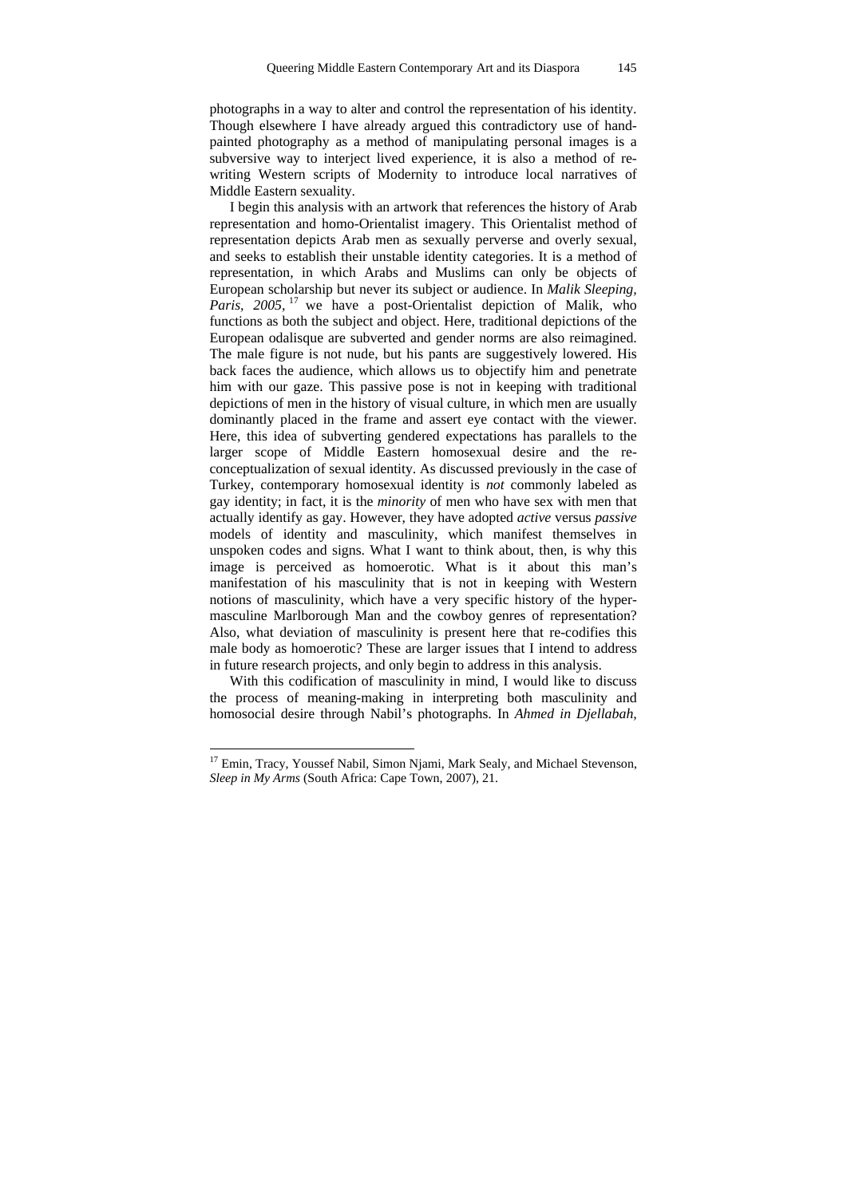photographs in a way to alter and control the representation of his identity. Though elsewhere I have already argued this contradictory use of hand-painted photography as a method of manipulating personal images is a subversive way to interject lived experience, it is also a method of re-writing Western scripts of Modernity to introduce local narratives of Middle Eastern sexuality.

I begin this analysis with an artwork that references the history of Arab representation and homo-Orientalist imagery. This Orientalist method of representation depicts Arab men as sexually perverse and overly sexual, and seeks to establish their unstable identity categories. It is a method of representation, in which Arabs and Muslims can only be objects of European scholarship but never its subject or audience. In *Malik Sleeping, Paris, 2005*,[17] we have a post-Orientalist depiction of Malik, who functions as both the subject and object. Here, traditional depictions of the European odalisque are subverted and gender norms are also reimagined. The male figure is not nude, but his pants are suggestively lowered. His back faces the audience, which allows us to objectify him and penetrate him with our gaze. This passive pose is not in keeping with traditional depictions of men in the history of visual culture, in which men are usually dominantly placed in the frame and assert eye contact with the viewer. Here, this idea of subverting gendered expectations has parallels to the larger scope of Middle Eastern homosexual desire and the re-conceptualization of sexual identity. As discussed previously in the case of Turkey, contemporary homosexual identity is *not* commonly labeled as gay identity; in fact, it is the *minority* of men who have sex with men that actually identify as gay. However, they have adopted *active* versus *passive* models of identity and masculinity, which manifest themselves in unspoken codes and signs. What I want to think about, then, is why this image is perceived as homoerotic. What is it about this man's manifestation of his masculinity that is not in keeping with Western notions of masculinity, which have a very specific history of the hyper-masculine Marlborough Man and the cowboy genres of representation? Also, what deviation of masculinity is present here that re-codifies this male body as homoerotic? These are larger issues that I intend to address in future research projects, and only begin to address in this analysis.

With this codification of masculinity in mind, I would like to discuss the process of meaning-making in interpreting both masculinity and homosocial desire through Nabil's photographs. In *Ahmed in Djellabah,*

[17] Emin, Tracy, Youssef Nabil, Simon Njami, Mark Sealy, and Michael Stevenson, *Sleep in My Arms* (South Africa: Cape Town, 2007), 21.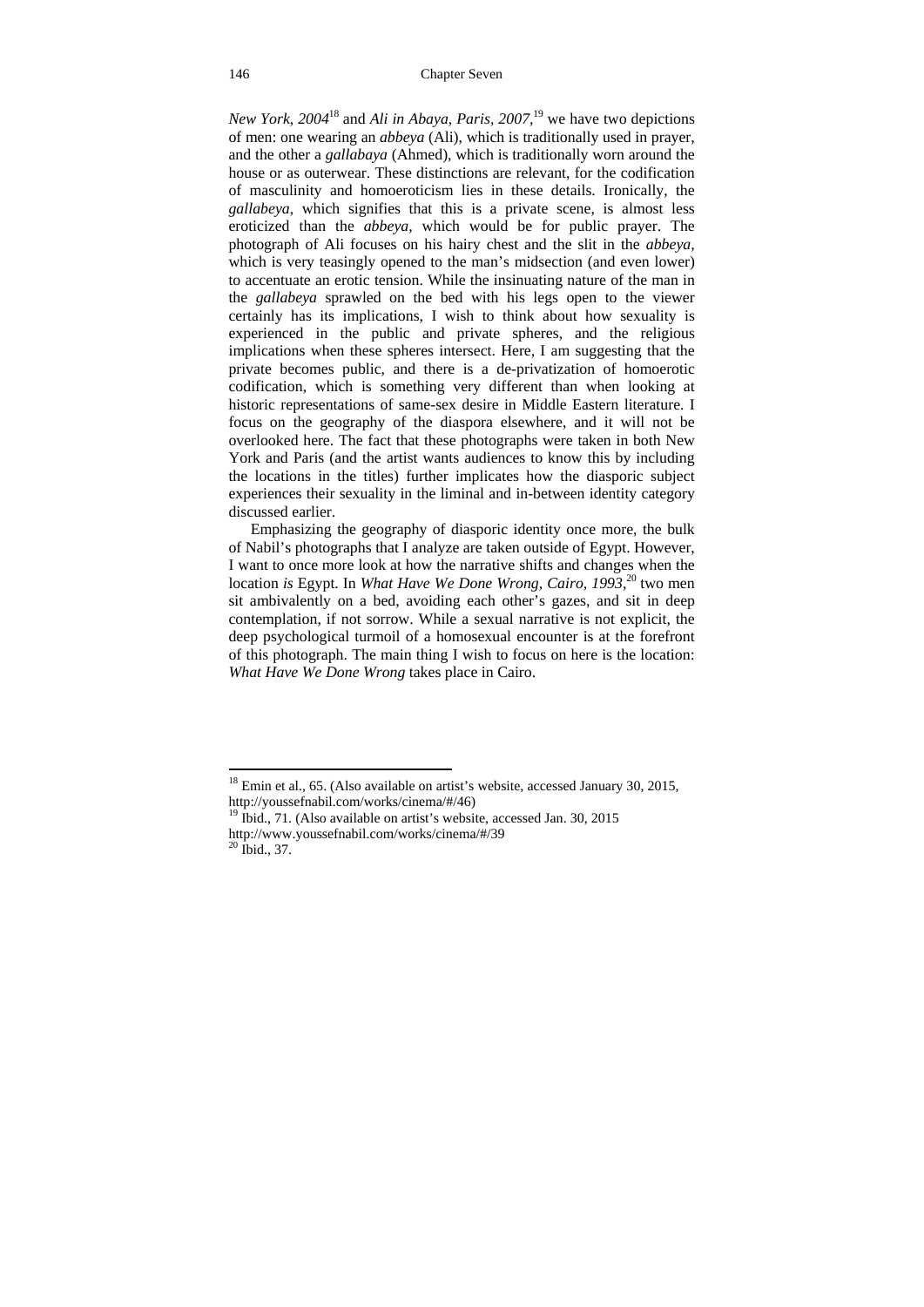*New York, 2004*[18] and *Ali in Abaya, Paris, 2007*,[19] we have two depictions of men: one wearing an *abbeya* (Ali), which is traditionally used in prayer, and the other a *gallabaya* (Ahmed), which is traditionally worn around the house or as outerwear. These distinctions are relevant, for the codification of masculinity and homoeroticism lies in these details. Ironically, the *gallabeya*, which signifies that this is a private scene, is almost less eroticized than the *abbeya,* which would be for public prayer. The photograph of Ali focuses on his hairy chest and the slit in the *abbeya,* which is very teasingly opened to the man's midsection (and even lower) to accentuate an erotic tension. While the insinuating nature of the man in the *gallabeya* sprawled on the bed with his legs open to the viewer certainly has its implications, I wish to think about how sexuality is experienced in the public and private spheres, and the religious implications when these spheres intersect. Here, I am suggesting that the private becomes public, and there is a de-privatization of homoerotic codification, which is something very different than when looking at historic representations of same-sex desire in Middle Eastern literature. I focus on the geography of the diaspora elsewhere, and it will not be overlooked here. The fact that these photographs were taken in both New York and Paris (and the artist wants audiences to know this by including the locations in the titles) further implicates how the diasporic subject experiences their sexuality in the liminal and in-between identity category discussed earlier.

Emphasizing the geography of diasporic identity once more, the bulk of Nabil's photographs that I analyze are taken outside of Egypt. However, I want to once more look at how the narrative shifts and changes when the location *is* Egypt. In *What Have We Done Wrong, Cairo, 1993*,[20] two men sit ambivalently on a bed, avoiding each other's gazes, and sit in deep contemplation, if not sorrow. While a sexual narrative is not explicit, the deep psychological turmoil of a homosexual encounter is at the forefront of this photograph. The main thing I wish to focus on here is the location: *What Have We Done Wrong* takes place in Cairo.

---

[18] Emin et al., 65. (Also available on artist's website, accessed January 30, 2015, http://youssefnabil.com/works/cinema/#/46)

[19] Ibid., 71. (Also available on artist's website, accessed Jan. 30, 2015 http://www.youssefnabil.com/works/cinema/#/39

[20] Ibid., 37.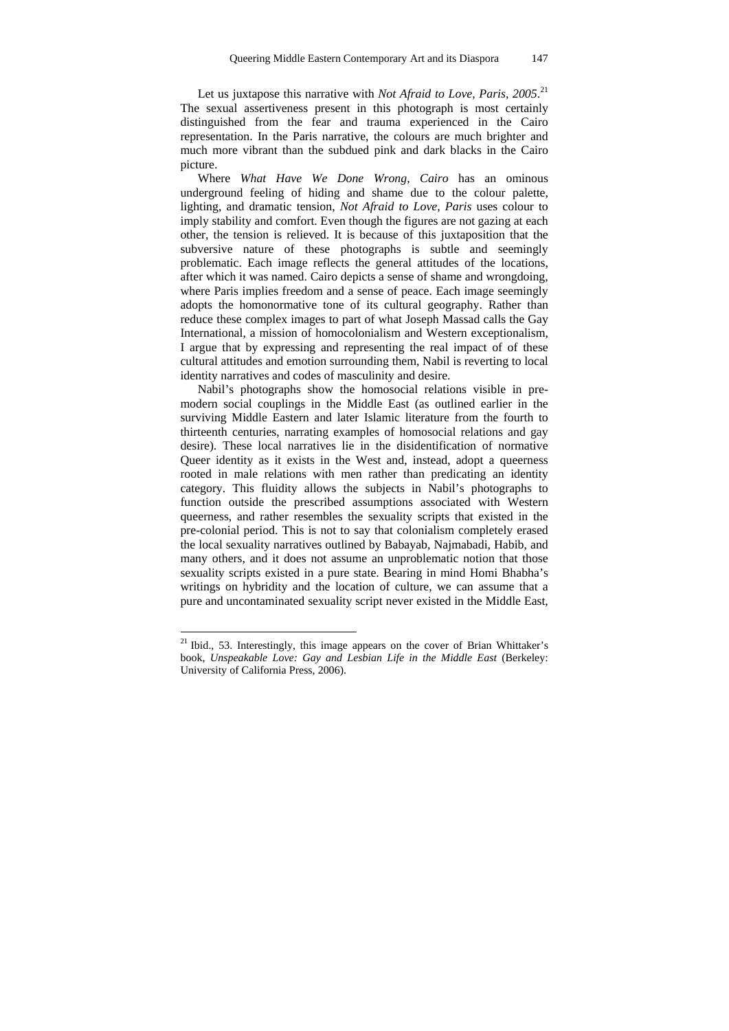Let us juxtapose this narrative with *Not Afraid to Love, Paris, 2005*.[21] The sexual assertiveness present in this photograph is most certainly distinguished from the fear and trauma experienced in the Cairo representation. In the Paris narrative, the colours are much brighter and much more vibrant than the subdued pink and dark blacks in the Cairo picture.

Where *What Have We Done Wrong, Cairo* has an ominous underground feeling of hiding and shame due to the colour palette, lighting, and dramatic tension, *Not Afraid to Love, Paris* uses colour to imply stability and comfort. Even though the figures are not gazing at each other, the tension is relieved. It is because of this juxtaposition that the subversive nature of these photographs is subtle and seemingly problematic. Each image reflects the general attitudes of the locations, after which it was named. Cairo depicts a sense of shame and wrongdoing, where Paris implies freedom and a sense of peace. Each image seemingly adopts the homonormative tone of its cultural geography. Rather than reduce these complex images to part of what Joseph Massad calls the Gay International, a mission of homocolonialism and Western exceptionalism, I argue that by expressing and representing the real impact of of these cultural attitudes and emotion surrounding them, Nabil is reverting to local identity narratives and codes of masculinity and desire.

Nabil's photographs show the homosocial relations visible in pre-modern social couplings in the Middle East (as outlined earlier in the surviving Middle Eastern and later Islamic literature from the fourth to thirteenth centuries, narrating examples of homosocial relations and gay desire). These local narratives lie in the disidentification of normative Queer identity as it exists in the West and, instead, adopt a queerness rooted in male relations with men rather than predicating an identity category. This fluidity allows the subjects in Nabil's photographs to function outside the prescribed assumptions associated with Western queerness, and rather resembles the sexuality scripts that existed in the pre-colonial period. This is not to say that colonialism completely erased the local sexuality narratives outlined by Babayab, Najmabadi, Habib, and many others, and it does not assume an unproblematic notion that those sexuality scripts existed in a pure state. Bearing in mind Homi Bhabha's writings on hybridity and the location of culture, we can assume that a pure and uncontaminated sexuality script never existed in the Middle East,

---

[21] Ibid., 53. Interestingly, this image appears on the cover of Brian Whittaker's book, *Unspeakable Love: Gay and Lesbian Life in the Middle East* (Berkeley: University of California Press, 2006).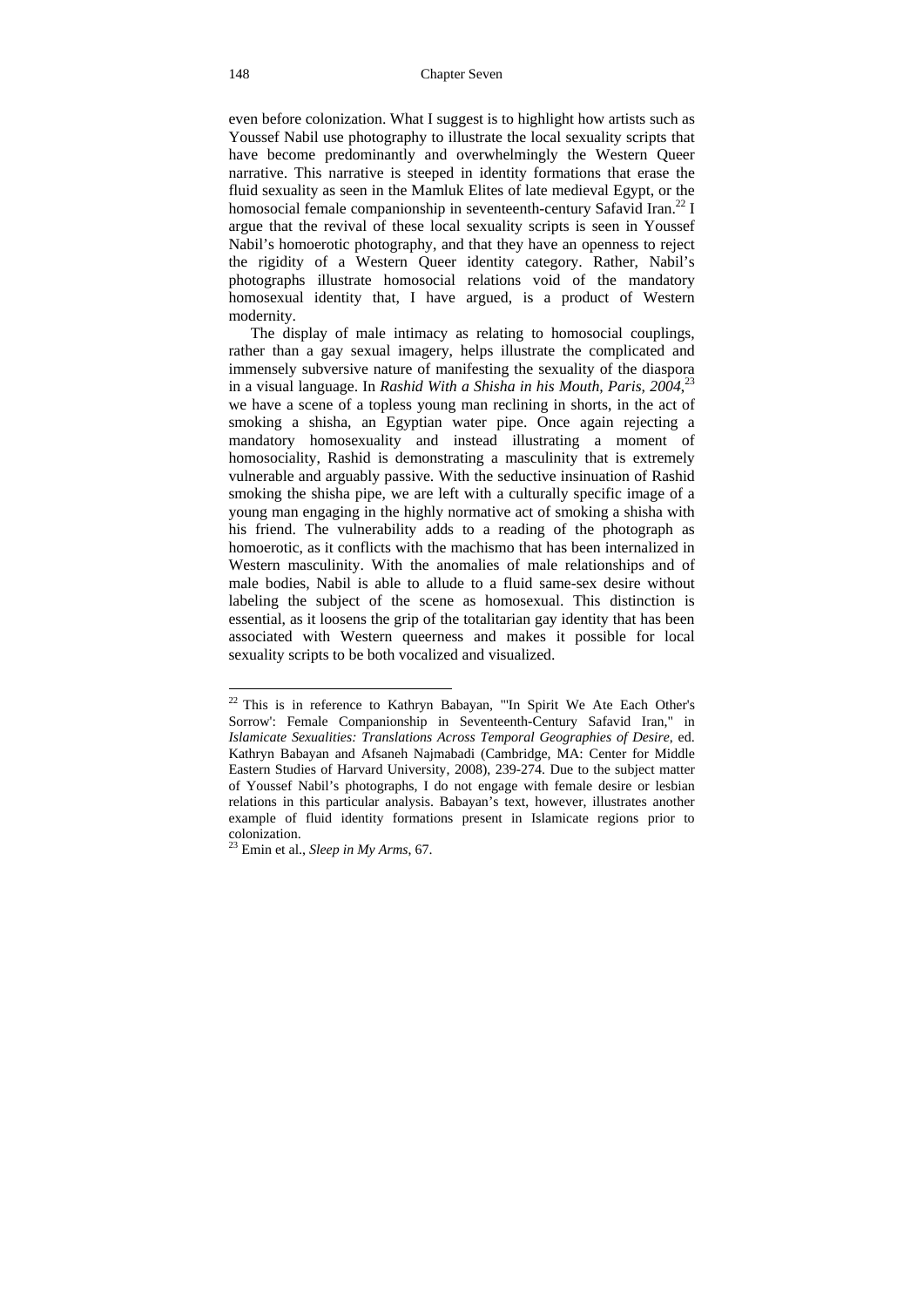even before colonization. What I suggest is to highlight how artists such as Youssef Nabil use photography to illustrate the local sexuality scripts that have become predominantly and overwhelmingly the Western Queer narrative. This narrative is steeped in identity formations that erase the fluid sexuality as seen in the Mamluk Elites of late medieval Egypt, or the homosocial female companionship in seventeenth-century Safavid Iran.[22] I argue that the revival of these local sexuality scripts is seen in Youssef Nabil's homoerotic photography, and that they have an openness to reject the rigidity of a Western Queer identity category. Rather, Nabil's photographs illustrate homosocial relations void of the mandatory homosexual identity that, I have argued, is a product of Western modernity.

The display of male intimacy as relating to homosocial couplings, rather than a gay sexual imagery, helps illustrate the complicated and immensely subversive nature of manifesting the sexuality of the diaspora in a visual language. In *Rashid With a Shisha in his Mouth, Paris, 2004*,[23] we have a scene of a topless young man reclining in shorts, in the act of smoking a shisha, an Egyptian water pipe. Once again rejecting a mandatory homosexuality and instead illustrating a moment of homosociality, Rashid is demonstrating a masculinity that is extremely vulnerable and arguably passive. With the seductive insinuation of Rashid smoking the shisha pipe, we are left with a culturally specific image of a young man engaging in the highly normative act of smoking a shisha with his friend. The vulnerability adds to a reading of the photograph as homoerotic, as it conflicts with the machismo that has been internalized in Western masculinity. With the anomalies of male relationships and of male bodies, Nabil is able to allude to a fluid same-sex desire without labeling the subject of the scene as homosexual. This distinction is essential, as it loosens the grip of the totalitarian gay identity that has been associated with Western queerness and makes it possible for local sexuality scripts to be both vocalized and visualized.

---

[22] This is in reference to Kathryn Babayan, "'In Spirit We Ate Each Other's Sorrow': Female Companionship in Seventeenth-Century Safavid Iran," in *Islamicate Sexualities: Translations Across Temporal Geographies of Desire*, ed. Kathryn Babayan and Afsaneh Najmabadi (Cambridge, MA: Center for Middle Eastern Studies of Harvard University, 2008), 239-274. Due to the subject matter of Youssef Nabil's photographs, I do not engage with female desire or lesbian relations in this particular analysis. Babayan's text, however, illustrates another example of fluid identity formations present in Islamicate regions prior to colonization.

[23] Emin et al., *Sleep in My Arms*, 67.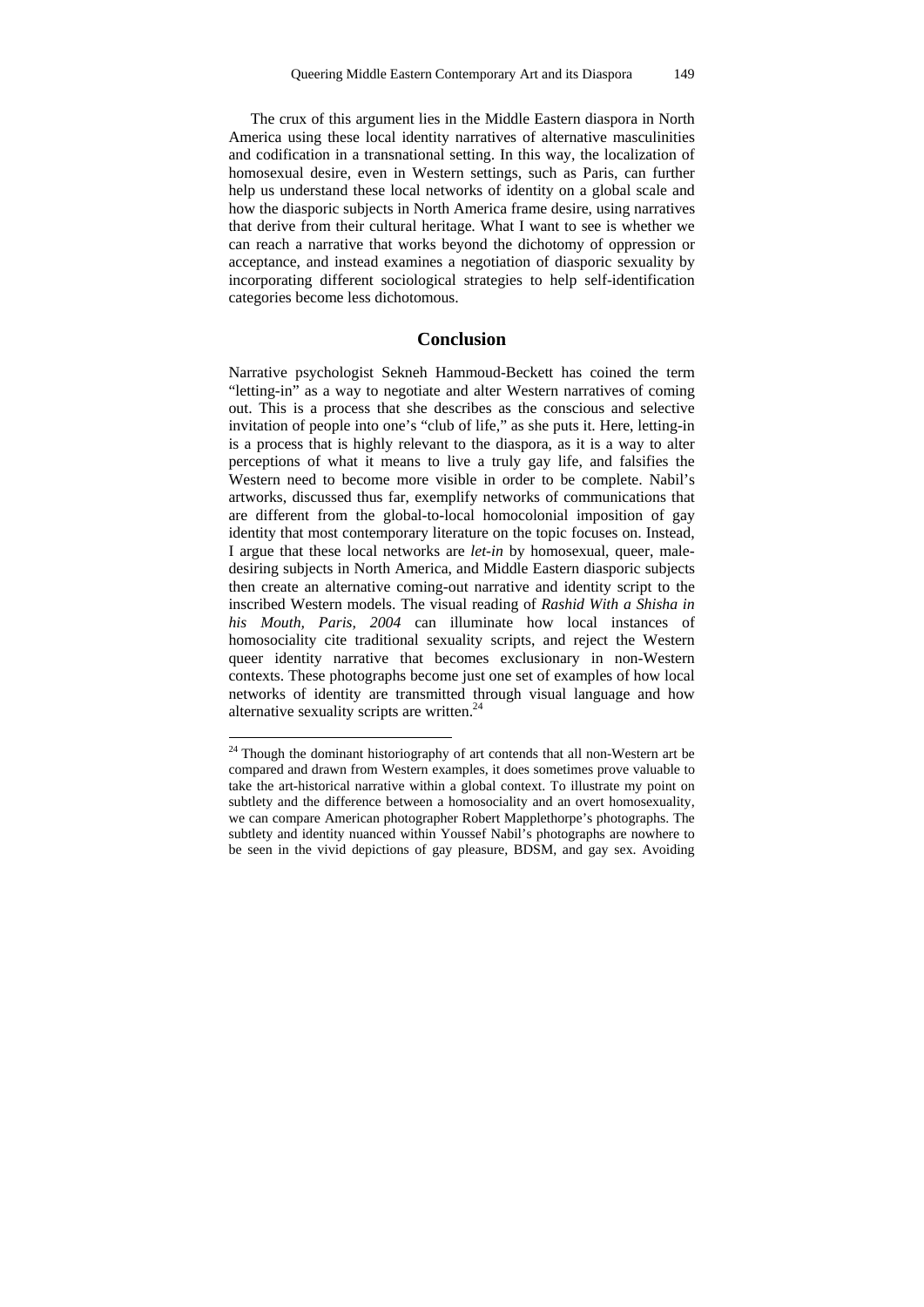The crux of this argument lies in the Middle Eastern diaspora in North America using these local identity narratives of alternative masculinities and codification in a transnational setting. In this way, the localization of homosexual desire, even in Western settings, such as Paris, can further help us understand these local networks of identity on a global scale and how the diasporic subjects in North America frame desire, using narratives that derive from their cultural heritage. What I want to see is whether we can reach a narrative that works beyond the dichotomy of oppression or acceptance, and instead examines a negotiation of diasporic sexuality by incorporating different sociological strategies to help self-identification categories become less dichotomous.

## Conclusion

Narrative psychologist Sekneh Hammoud-Beckett has coined the term "letting-in" as a way to negotiate and alter Western narratives of coming out. This is a process that she describes as the conscious and selective invitation of people into one's "club of life," as she puts it. Here, letting-in is a process that is highly relevant to the diaspora, as it is a way to alter perceptions of what it means to live a truly gay life, and falsifies the Western need to become more visible in order to be complete. Nabil's artworks, discussed thus far, exemplify networks of communications that are different from the global-to-local homocolonial imposition of gay identity that most contemporary literature on the topic focuses on. Instead, I argue that these local networks are *let-in* by homosexual, queer, male-desiring subjects in North America, and Middle Eastern diasporic subjects then create an alternative coming-out narrative and identity script to the inscribed Western models. The visual reading of *Rashid With a Shisha in his Mouth, Paris, 2004* can illuminate how local instances of homosociality cite traditional sexuality scripts, and reject the Western queer identity narrative that becomes exclusionary in non-Western contexts. These photographs become just one set of examples of how local networks of identity are transmitted through visual language and how alternative sexuality scripts are written.[24]

---

[24] Though the dominant historiography of art contends that all non-Western art be compared and drawn from Western examples, it does sometimes prove valuable to take the art-historical narrative within a global context. To illustrate my point on subtlety and the difference between a homosociality and an overt homosexuality, we can compare American photographer Robert Mapplethorpe's photographs. The subtlety and identity nuanced within Youssef Nabil's photographs are nowhere to be seen in the vivid depictions of gay pleasure, BDSM, and gay sex. Avoiding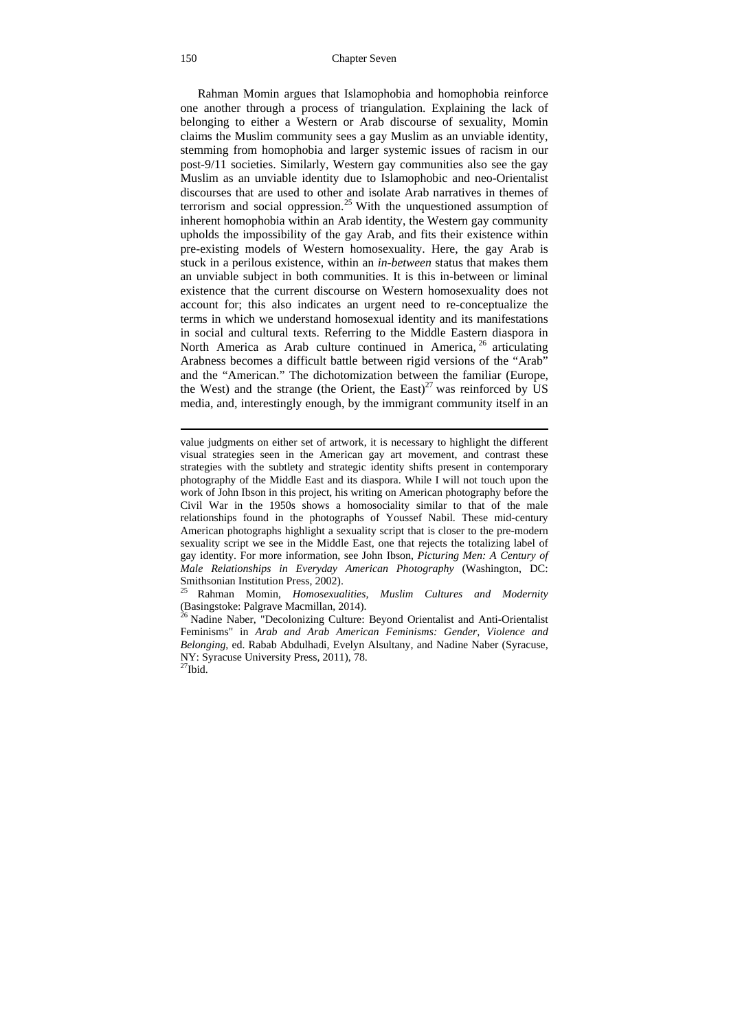Rahman Momin argues that Islamophobia and homophobia reinforce one another through a process of triangulation. Explaining the lack of belonging to either a Western or Arab discourse of sexuality, Momin claims the Muslim community sees a gay Muslim as an unviable identity, stemming from homophobia and larger systemic issues of racism in our post-9/11 societies. Similarly, Western gay communities also see the gay Muslim as an unviable identity due to Islamophobic and neo-Orientalist discourses that are used to other and isolate Arab narratives in themes of terrorism and social oppression.[25] With the unquestioned assumption of inherent homophobia within an Arab identity, the Western gay community upholds the impossibility of the gay Arab, and fits their existence within pre-existing models of Western homosexuality. Here, the gay Arab is stuck in a perilous existence, within an *in-between* status that makes them an unviable subject in both communities. It is this in-between or liminal existence that the current discourse on Western homosexuality does not account for; this also indicates an urgent need to re-conceptualize the terms in which we understand homosexual identity and its manifestations in social and cultural texts. Referring to the Middle Eastern diaspora in North America as Arab culture continued in America,[26] articulating Arabness becomes a difficult battle between rigid versions of the "Arab" and the "American." The dichotomization between the familiar (Europe, the West) and the strange (the Orient, the East)[27] was reinforced by US media, and, interestingly enough, by the immigrant community itself in an

---

value judgments on either set of artwork, it is necessary to highlight the different visual strategies seen in the American gay art movement, and contrast these strategies with the subtlety and strategic identity shifts present in contemporary photography of the Middle East and its diaspora. While I will not touch upon the work of John Ibson in this project, his writing on American photography before the Civil War in the 1950s shows a homosociality similar to that of the male relationships found in the photographs of Youssef Nabil. These mid-century American photographs highlight a sexuality script that is closer to the pre-modern sexuality script we see in the Middle East, one that rejects the totalizing label of gay identity. For more information, see John Ibson, *Picturing Men: A Century of Male Relationships in Everyday American Photography* (Washington, DC: Smithsonian Institution Press, 2002).

[25] Rahman Momin, *Homosexualities, Muslim Cultures and Modernity* (Basingstoke: Palgrave Macmillan, 2014).

[26] Nadine Naber, "Decolonizing Culture: Beyond Orientalist and Anti-Orientalist Feminisms" in *Arab and Arab American Feminisms: Gender, Violence and Belonging*, ed. Rabab Abdulhadi, Evelyn Alsultany, and Nadine Naber (Syracuse, NY: Syracuse University Press, 2011), 78.

[27] Ibid.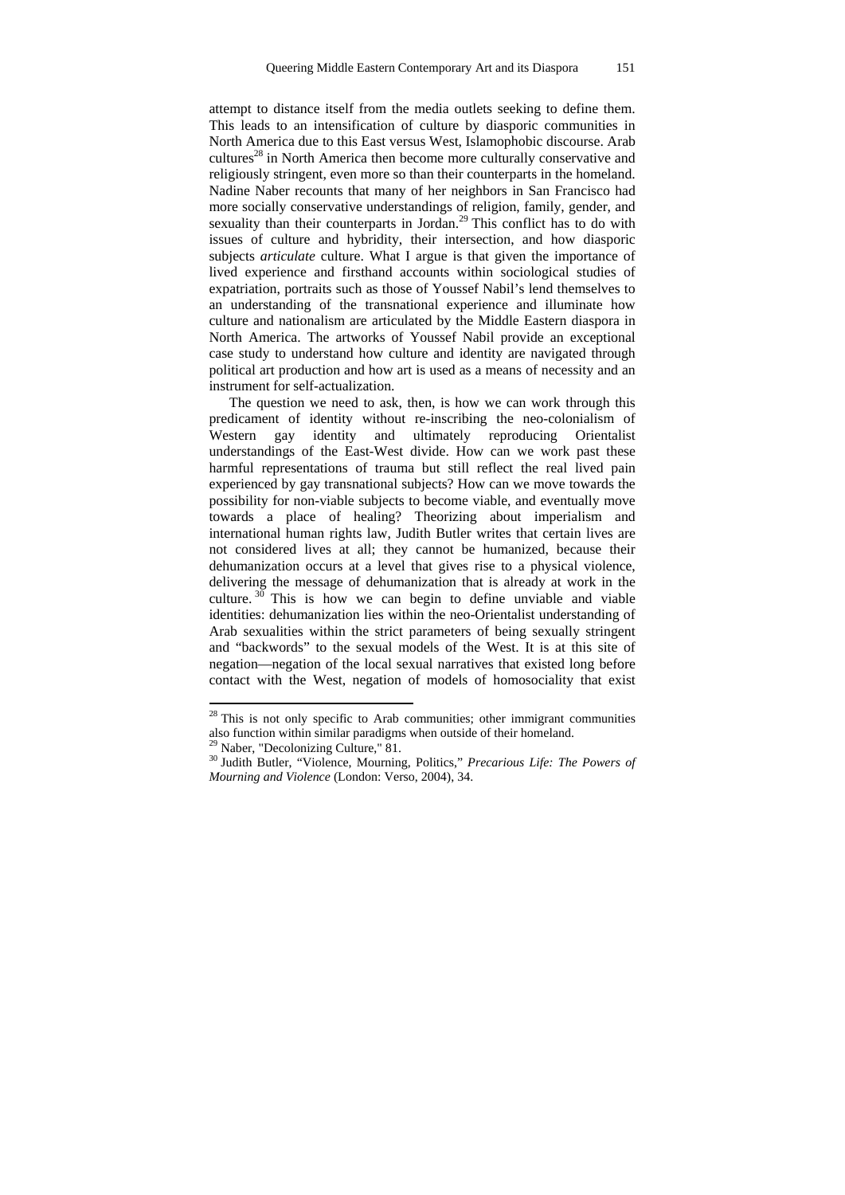attempt to distance itself from the media outlets seeking to define them. This leads to an intensification of culture by diasporic communities in North America due to this East versus West, Islamophobic discourse. Arab cultures[28] in North America then become more culturally conservative and religiously stringent, even more so than their counterparts in the homeland. Nadine Naber recounts that many of her neighbors in San Francisco had more socially conservative understandings of religion, family, gender, and sexuality than their counterparts in Jordan.[29] This conflict has to do with issues of culture and hybridity, their intersection, and how diasporic subjects *articulate* culture. What I argue is that given the importance of lived experience and firsthand accounts within sociological studies of expatriation, portraits such as those of Youssef Nabil's lend themselves to an understanding of the transnational experience and illuminate how culture and nationalism are articulated by the Middle Eastern diaspora in North America. The artworks of Youssef Nabil provide an exceptional case study to understand how culture and identity are navigated through political art production and how art is used as a means of necessity and an instrument for self-actualization.

The question we need to ask, then, is how we can work through this predicament of identity without re-inscribing the neo-colonialism of Western gay identity and ultimately reproducing Orientalist understandings of the East-West divide. How can we work past these harmful representations of trauma but still reflect the real lived pain experienced by gay transnational subjects? How can we move towards the possibility for non-viable subjects to become viable, and eventually move towards a place of healing? Theorizing about imperialism and international human rights law, Judith Butler writes that certain lives are not considered lives at all; they cannot be humanized, because their dehumanization occurs at a level that gives rise to a physical violence, delivering the message of dehumanization that is already at work in the culture.[30] This is how we can begin to define unviable and viable identities: dehumanization lies within the neo-Orientalist understanding of Arab sexualities within the strict parameters of being sexually stringent and "backwords" to the sexual models of the West. It is at this site of negation—negation of the local sexual narratives that existed long before contact with the West, negation of models of homosociality that exist

---

[28] This is not only specific to Arab communities; other immigrant communities also function within similar paradigms when outside of their homeland.

[29] Naber, "Decolonizing Culture," 81.

[30] Judith Butler, "Violence, Mourning, Politics," *Precarious Life: The Powers of Mourning and Violence* (London: Verso, 2004), 34.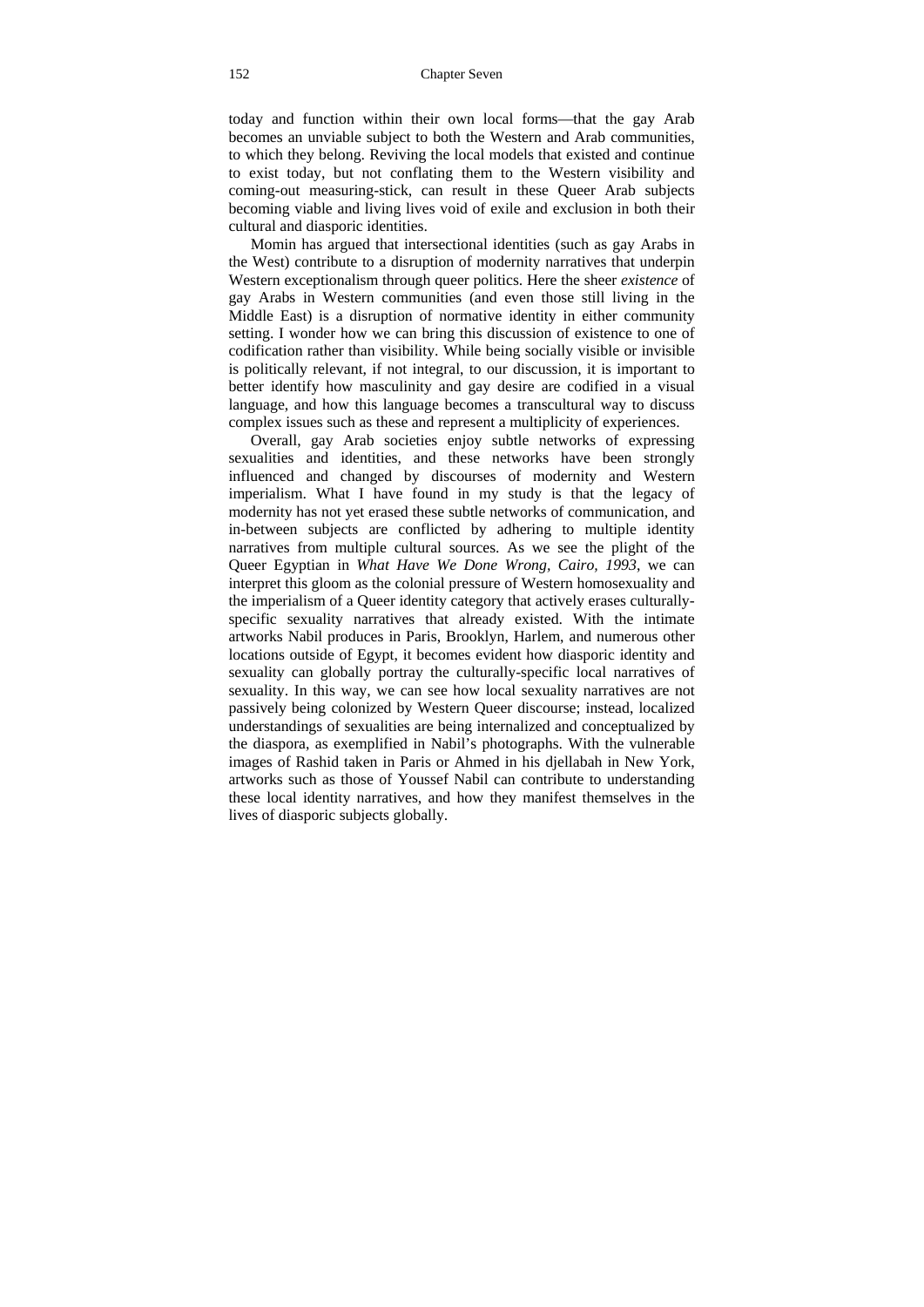today and function within their own local forms—that the gay Arab becomes an unviable subject to both the Western and Arab communities, to which they belong. Reviving the local models that existed and continue to exist today, but not conflating them to the Western visibility and coming-out measuring-stick, can result in these Queer Arab subjects becoming viable and living lives void of exile and exclusion in both their cultural and diasporic identities.

Momin has argued that intersectional identities (such as gay Arabs in the West) contribute to a disruption of modernity narratives that underpin Western exceptionalism through queer politics. Here the sheer *existence* of gay Arabs in Western communities (and even those still living in the Middle East) is a disruption of normative identity in either community setting. I wonder how we can bring this discussion of existence to one of codification rather than visibility. While being socially visible or invisible is politically relevant, if not integral, to our discussion, it is important to better identify how masculinity and gay desire are codified in a visual language, and how this language becomes a transcultural way to discuss complex issues such as these and represent a multiplicity of experiences.

Overall, gay Arab societies enjoy subtle networks of expressing sexualities and identities, and these networks have been strongly influenced and changed by discourses of modernity and Western imperialism. What I have found in my study is that the legacy of modernity has not yet erased these subtle networks of communication, and in-between subjects are conflicted by adhering to multiple identity narratives from multiple cultural sources. As we see the plight of the Queer Egyptian in *What Have We Done Wrong, Cairo, 1993*, we can interpret this gloom as the colonial pressure of Western homosexuality and the imperialism of a Queer identity category that actively erases culturally-specific sexuality narratives that already existed. With the intimate artworks Nabil produces in Paris, Brooklyn, Harlem, and numerous other locations outside of Egypt, it becomes evident how diasporic identity and sexuality can globally portray the culturally-specific local narratives of sexuality. In this way, we can see how local sexuality narratives are not passively being colonized by Western Queer discourse; instead, localized understandings of sexualities are being internalized and conceptualized by the diaspora, as exemplified in Nabil's photographs. With the vulnerable images of Rashid taken in Paris or Ahmed in his djellabah in New York, artworks such as those of Youssef Nabil can contribute to understanding these local identity narratives, and how they manifest themselves in the lives of diasporic subjects globally.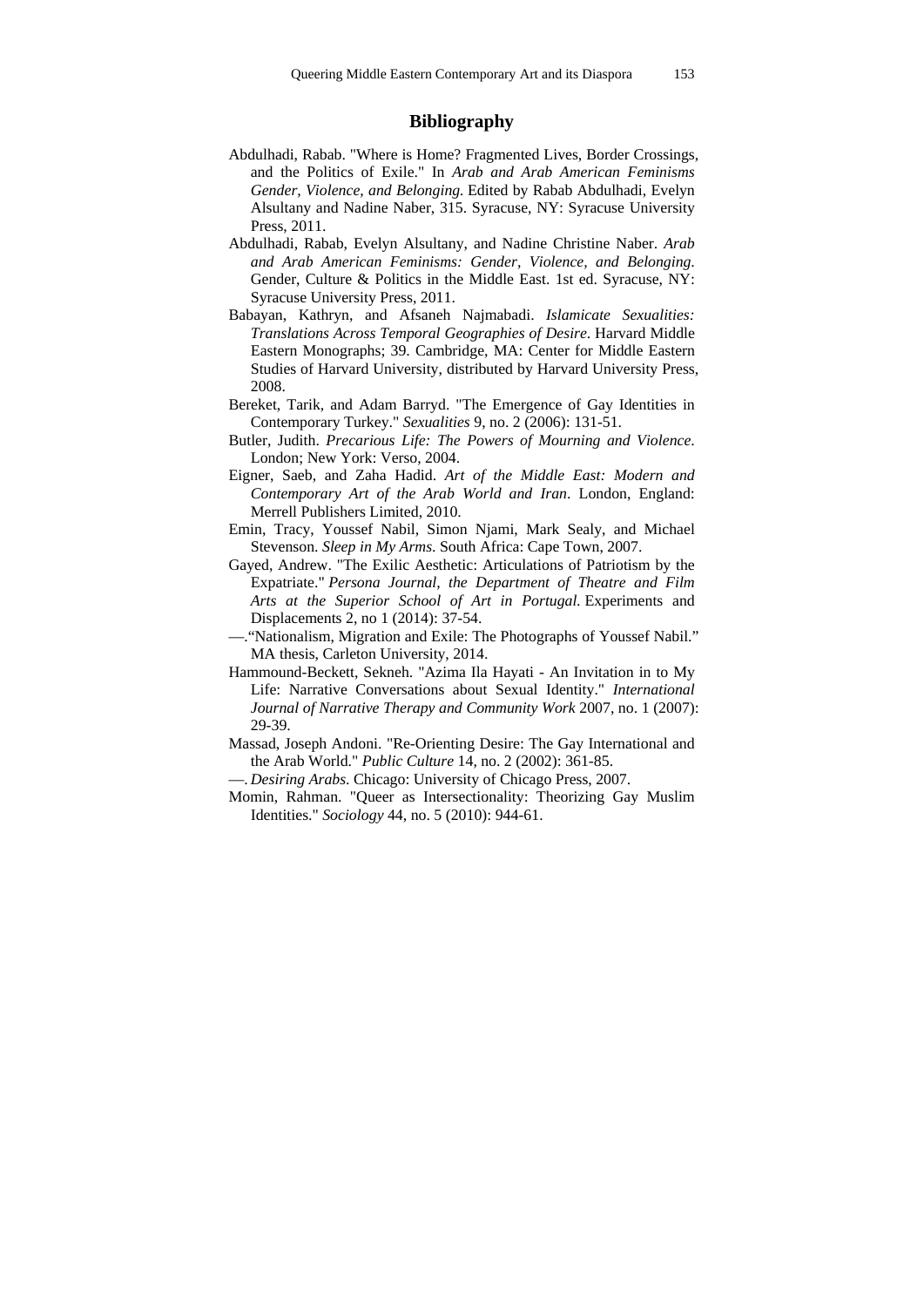## Bibliography

Abdulhadi, Rabab. "Where is Home? Fragmented Lives, Border Crossings, and the Politics of Exile." In *Arab and Arab American Feminisms Gender, Violence, and Belonging.* Edited by Rabab Abdulhadi, Evelyn Alsultany and Nadine Naber, 315. Syracuse, NY: Syracuse University Press, 2011.

Abdulhadi, Rabab, Evelyn Alsultany, and Nadine Christine Naber. *Arab and Arab American Feminisms: Gender, Violence, and Belonging*. Gender, Culture & Politics in the Middle East. 1st ed. Syracuse, NY: Syracuse University Press, 2011.

Babayan, Kathryn, and Afsaneh Najmabadi. *Islamicate Sexualities: Translations Across Temporal Geographies of Desire*. Harvard Middle Eastern Monographs; 39. Cambridge, MA: Center for Middle Eastern Studies of Harvard University, distributed by Harvard University Press, 2008.

Bereket, Tarik, and Adam Barryd. "The Emergence of Gay Identities in Contemporary Turkey." *Sexualities* 9, no. 2 (2006): 131-51.

Butler, Judith. *Precarious Life: The Powers of Mourning and Violence*. London; New York: Verso, 2004.

Eigner, Saeb, and Zaha Hadid. *Art of the Middle East: Modern and Contemporary Art of the Arab World and Iran*. London, England: Merrell Publishers Limited, 2010.

Emin, Tracy, Youssef Nabil, Simon Njami, Mark Sealy, and Michael Stevenson. *Sleep in My Arms*. South Africa: Cape Town, 2007.

Gayed, Andrew. "The Exilic Aesthetic: Articulations of Patriotism by the Expatriate." *Persona Journal, the Department of Theatre and Film Arts at the Superior School of Art in Portugal.* Experiments and Displacements 2, no 1 (2014): 37-54.

—."Nationalism, Migration and Exile: The Photographs of Youssef Nabil." MA thesis, Carleton University, 2014.

Hammound-Beckett, Sekneh. "Azima Ila Hayati - An Invitation in to My Life: Narrative Conversations about Sexual Identity." *International Journal of Narrative Therapy and Community Work* 2007, no. 1 (2007): 29-39.

Massad, Joseph Andoni. "Re-Orienting Desire: The Gay International and the Arab World." *Public Culture* 14, no. 2 (2002): 361-85.

—. *Desiring Arabs*. Chicago: University of Chicago Press, 2007.

Momin, Rahman. "Queer as Intersectionality: Theorizing Gay Muslim Identities." *Sociology* 44, no. 5 (2010): 944-61.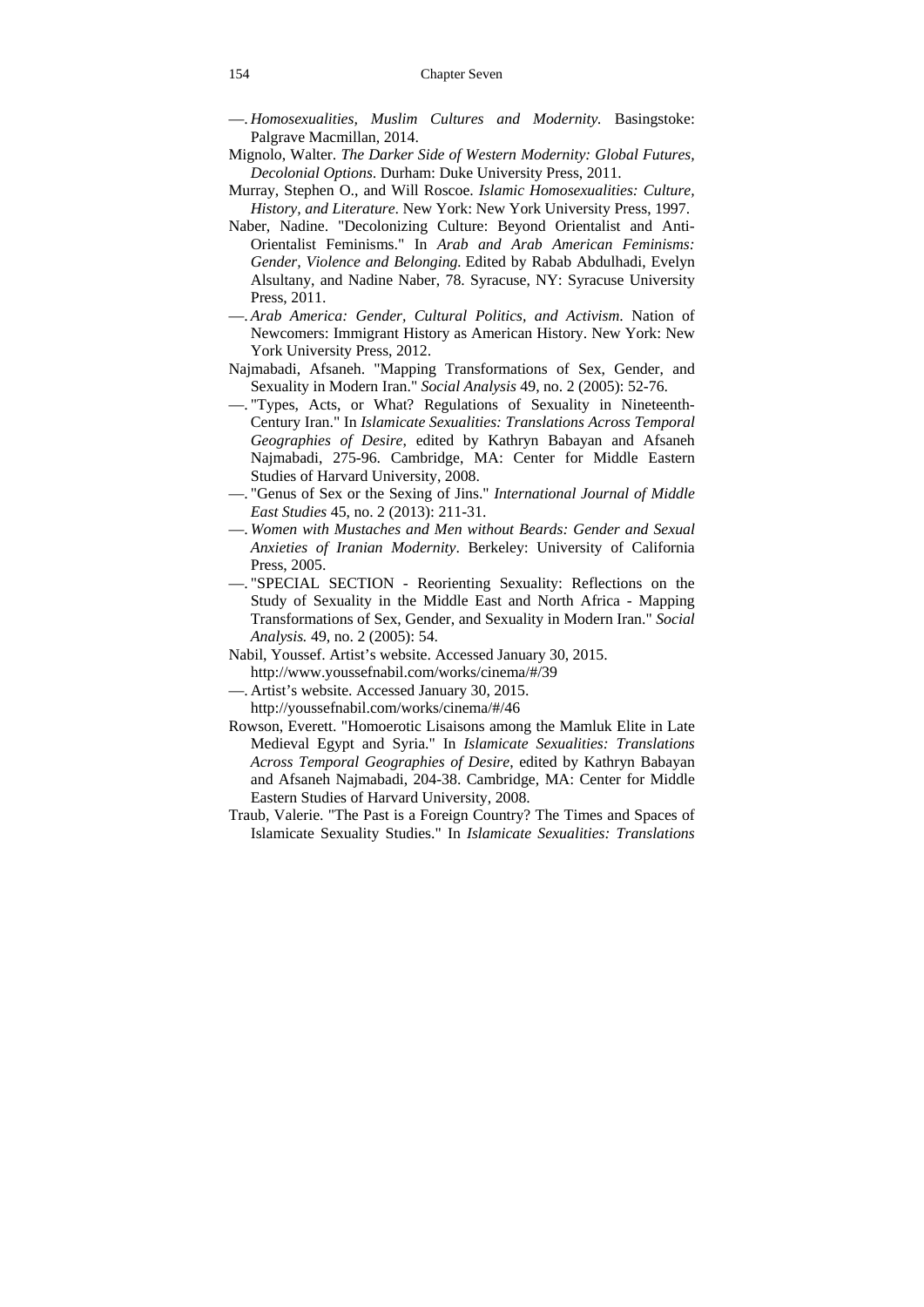—. *Homosexualities, Muslim Cultures and Modernity*. Basingstoke: Palgrave Macmillan, 2014.

Mignolo, Walter. *The Darker Side of Western Modernity: Global Futures, Decolonial Options*. Durham: Duke University Press, 2011.

Murray, Stephen O., and Will Roscoe. *Islamic Homosexualities: Culture, History, and Literature*. New York: New York University Press, 1997.

Naber, Nadine. "Decolonizing Culture: Beyond Orientalist and Anti-Orientalist Feminisms." In *Arab and Arab American Feminisms: Gender, Violence and Belonging.* Edited by Rabab Abdulhadi, Evelyn Alsultany, and Nadine Naber, 78. Syracuse, NY: Syracuse University Press, 2011.

—. *Arab America: Gender, Cultural Politics, and Activism*. Nation of Newcomers: Immigrant History as American History. New York: New York University Press, 2012.

Najmabadi, Afsaneh. "Mapping Transformations of Sex, Gender, and Sexuality in Modern Iran." *Social Analysis* 49, no. 2 (2005): 52-76.

—. "Types, Acts, or What? Regulations of Sexuality in Nineteenth-Century Iran." In *Islamicate Sexualities: Translations Across Temporal Geographies of Desire*, edited by Kathryn Babayan and Afsaneh Najmabadi, 275-96. Cambridge, MA: Center for Middle Eastern Studies of Harvard University, 2008.

—. "Genus of Sex or the Sexing of Jins." *International Journal of Middle East Studies* 45, no. 2 (2013): 211-31.

—. *Women with Mustaches and Men without Beards: Gender and Sexual Anxieties of Iranian Modernity*. Berkeley: University of California Press, 2005.

—. "SPECIAL SECTION - Reorienting Sexuality: Reflections on the Study of Sexuality in the Middle East and North Africa - Mapping Transformations of Sex, Gender, and Sexuality in Modern Iran." *Social Analysis.* 49, no. 2 (2005): 54.

Nabil, Youssef. Artist's website. Accessed January 30, 2015. http://www.youssefnabil.com/works/cinema/#/39

—. Artist's website. Accessed January 30, 2015. http://youssefnabil.com/works/cinema/#/46

Rowson, Everett. "Homoerotic Lisaisons among the Mamluk Elite in Late Medieval Egypt and Syria." In *Islamicate Sexualities: Translations Across Temporal Geographies of Desire*, edited by Kathryn Babayan and Afsaneh Najmabadi, 204-38. Cambridge, MA: Center for Middle Eastern Studies of Harvard University, 2008.

Traub, Valerie. "The Past is a Foreign Country? The Times and Spaces of Islamicate Sexuality Studies." In *Islamicate Sexualities: Translations*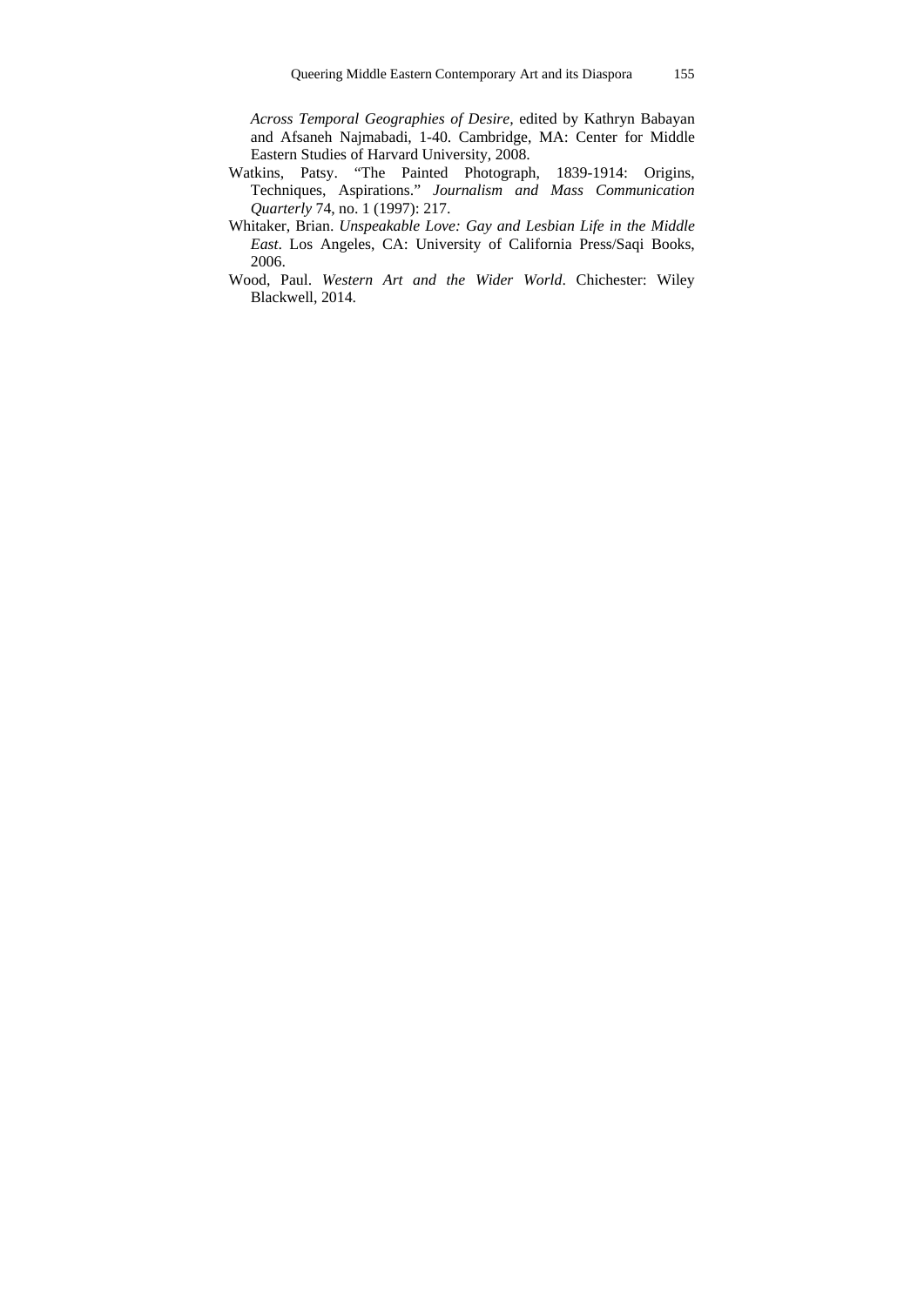*Across Temporal Geographies of Desire,* edited by Kathryn Babayan and Afsaneh Najmabadi, 1-40. Cambridge, MA: Center for Middle Eastern Studies of Harvard University, 2008.

Watkins, Patsy. "The Painted Photograph, 1839-1914: Origins, Techniques, Aspirations." *Journalism and Mass Communication Quarterly* 74, no. 1 (1997): 217.

Whitaker, Brian. *Unspeakable Love: Gay and Lesbian Life in the Middle East*. Los Angeles, CA: University of California Press/Saqi Books, 2006.

Wood, Paul. *Western Art and the Wider World*. Chichester: Wiley Blackwell, 2014.